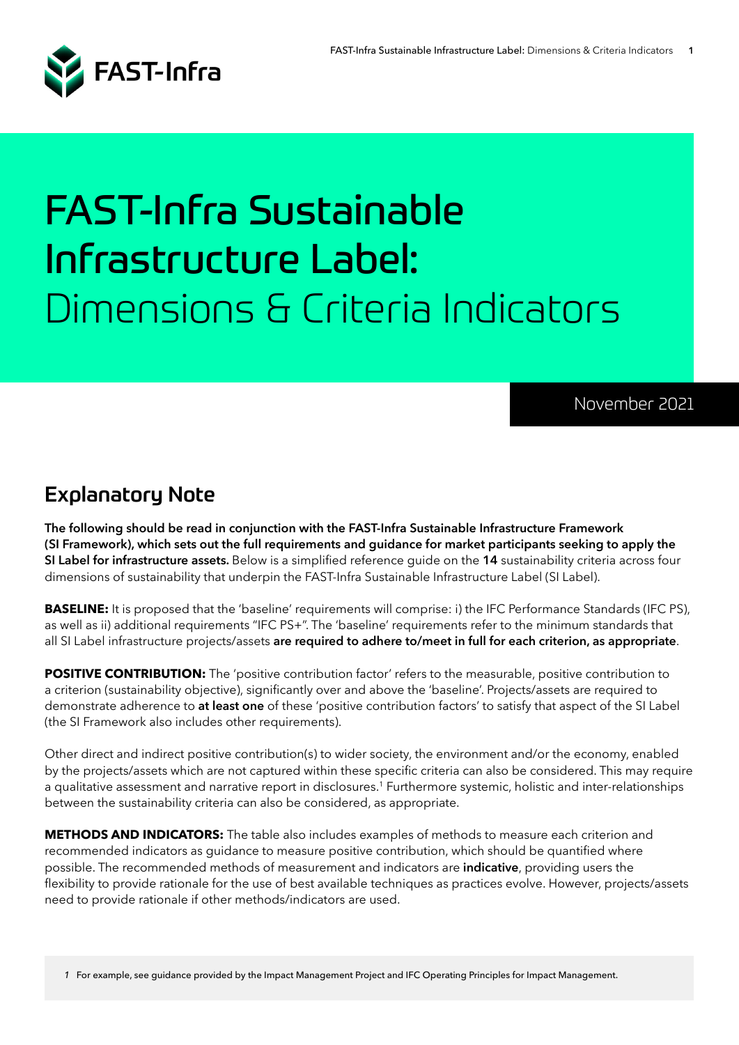FAST-Infra

# FAST-Infra Sustainable Infrastructure Label: Dimensions & Criteria Indicators

November 2021

## Explanatory Note

**The following should be read in conjunction with the FAST-Infra Sustainable Infrastructure Framework (SI Framework), which sets out the full requirements and guidance for market participants seeking to apply the SI Label for infrastructure assets.** Below is a simplified reference guide on the **14** sustainability criteria across four dimensions of sustainability that underpin the FAST-Infra Sustainable Infrastructure Label (SI Label).

**BASELINE:** It is proposed that the 'baseline' requirements will comprise: i) the IFC Performance Standards (IFC PS), as well as ii) additional requirements "IFC PS+". The 'baseline' requirements refer to the minimum standards that all SI Label infrastructure projects/assets **are required to adhere to/meet in full for each criterion, as appropriate**.

**POSITIVE CONTRIBUTION:** The 'positive contribution factor' refers to the measurable, positive contribution to a criterion (sustainability objective), significantly over and above the 'baseline'. Projects/assets are required to demonstrate adherence to **at least one** of these 'positive contribution factors' to satisfy that aspect of the SI Label (the SI Framework also includes other requirements).

Other direct and indirect positive contribution(s) to wider society, the environment and/or the economy, enabled by the projects/assets which are not captured within these specific criteria can also be considered. This may require a qualitative assessment and narrative report in disclosures.[1] Furthermore systemic, holistic and inter-relationships between the sustainability criteria can also be considered, as appropriate.

**METHODS AND INDICATORS:** The table also includes examples of methods to measure each criterion and recommended indicators as guidance to measure positive contribution, which should be quantified where possible. The recommended methods of measurement and indicators are **indicative**, providing users the flexibility to provide rationale for the use of best available techniques as practices evolve. However, projects/assets need to provide rationale if other methods/indicators are used.

*1* For example, see guidance provided by the Impact Management Project and IFC Operating Principles for Impact Management.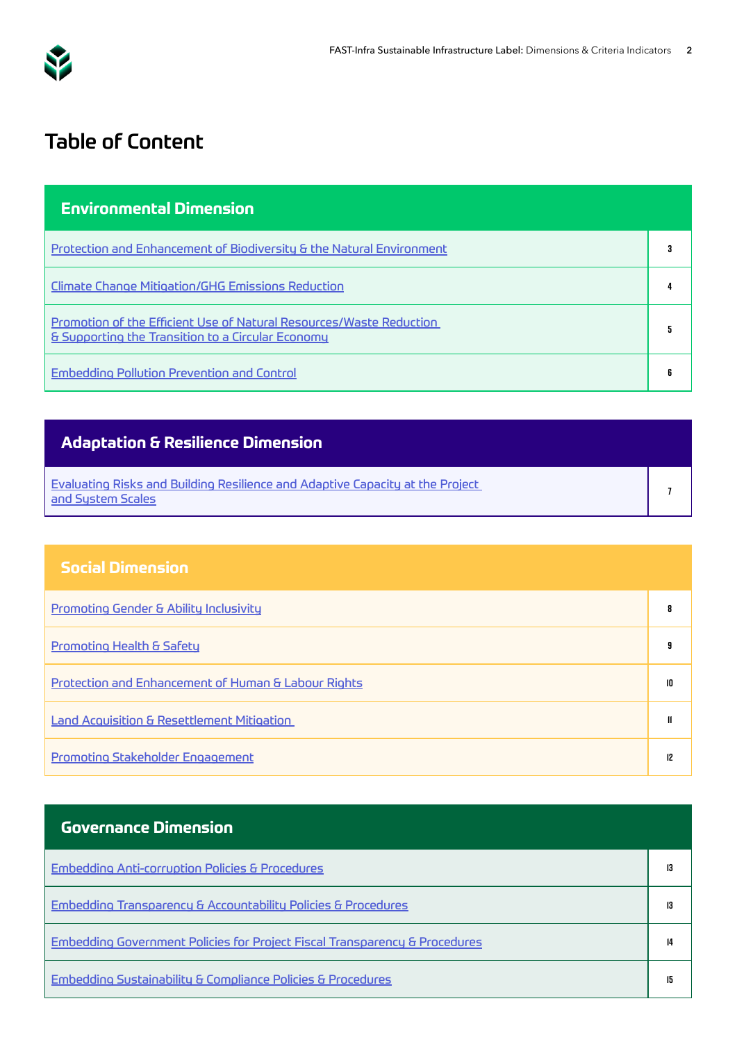# Table of Content

| Environmental Dimension | |
|---|---|
| Protection and Enhancement of Biodiversity & the Natural Environment | 3 |
| Climate Change Mitigation/GHG Emissions Reduction | 4 |
| Promotion of the Efficient Use of Natural Resources/Waste Reduction & Supporting the Transition to a Circular Economy | 5 |
| Embedding Pollution Prevention and Control | 6 |

| Adaptation & Resilience Dimension | |
|---|---|
| Evaluating Risks and Building Resilience and Adaptive Capacity at the Project and System Scales | 7 |

| Social Dimension | |
|---|---|
| Promoting Gender & Ability Inclusivity | 8 |
| Promoting Health & Safety | 9 |
| Protection and Enhancement of Human & Labour Rights | 10 |
| Land Acquisition & Resettlement Mitigation | 11 |
| Promoting Stakeholder Engagement | 12 |

| Governance Dimension | |
|---|---|
| Embedding Anti-corruption Policies & Procedures | 13 |
| Embedding Transparency & Accountability Policies & Procedures | 13 |
| Embedding Government Policies for Project Fiscal Transparency & Procedures | 14 |
| Embedding Sustainability & Compliance Policies & Procedures | 15 |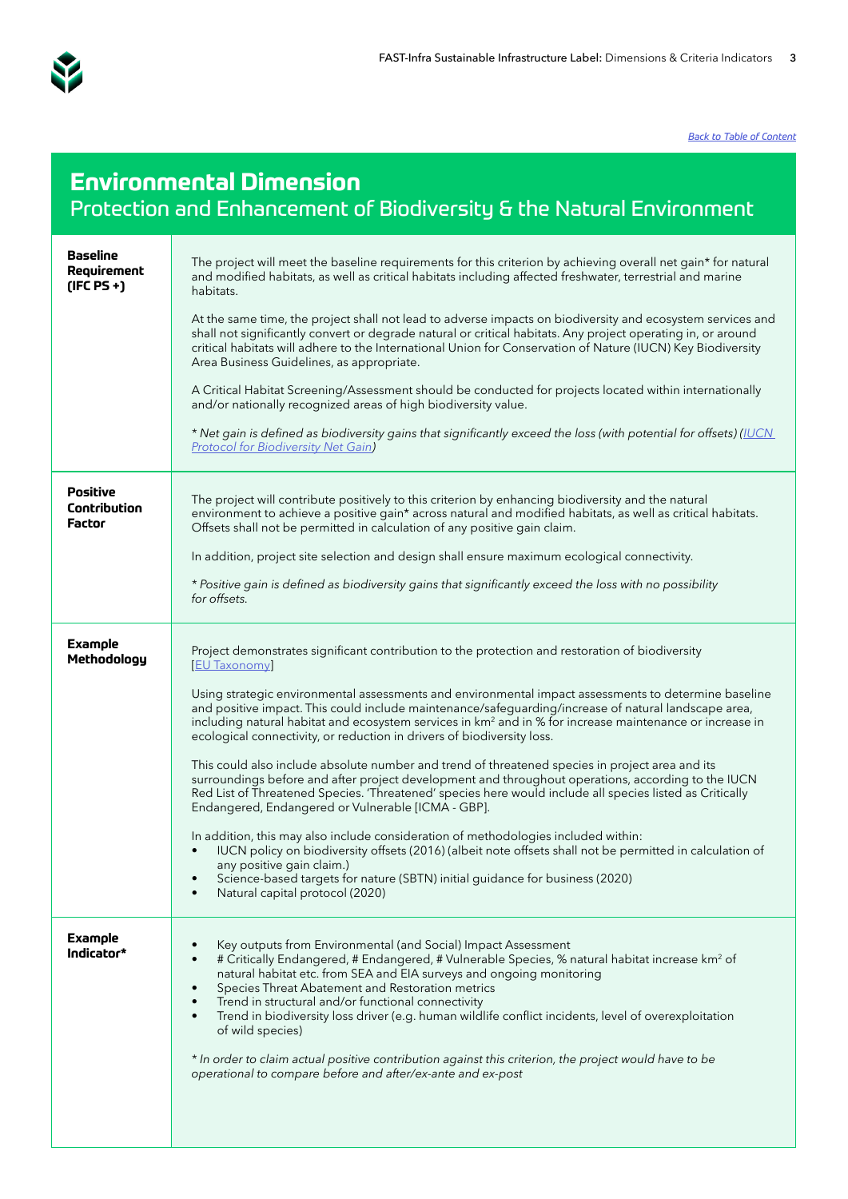[Back to Table of Content](#)

# Environmental Dimension

## Protection and Enhancement of Biodiversity & the Natural Environment

| | |
|---|---|
| **Baseline Requirement (IFC PS +)** | The project will meet the baseline requirements for this criterion by achieving overall net gain* for natural and modified habitats, as well as critical habitats including affected freshwater, terrestrial and marine habitats.<br><br>At the same time, the project shall not lead to adverse impacts on biodiversity and ecosystem services and shall not significantly convert or degrade natural or critical habitats. Any project operating in, or around critical habitats will adhere to the International Union for Conservation of Nature (IUCN) Key Biodiversity Area Business Guidelines, as appropriate.<br><br>A Critical Habitat Screening/Assessment should be conducted for projects located within internationally and/or nationally recognized areas of high biodiversity value.<br><br>*\* Net gain is defined as biodiversity gains that significantly exceed the loss (with potential for offsets) ([IUCN Protocol for Biodiversity Net Gain](#))* |
| **Positive Contribution Factor** | The project will contribute positively to this criterion by enhancing biodiversity and the natural environment to achieve a positive gain* across natural and modified habitats, as well as critical habitats. Offsets shall not be permitted in calculation of any positive gain claim.<br><br>In addition, project site selection and design shall ensure maximum ecological connectivity.<br><br>*\* Positive gain is defined as biodiversity gains that significantly exceed the loss with no possibility for offsets.* |
| **Example Methodology** | Project demonstrates significant contribution to the protection and restoration of biodiversity [[EU Taxonomy](#)]<br><br>Using strategic environmental assessments and environmental impact assessments to determine baseline and positive impact. This could include maintenance/safeguarding/increase of natural landscape area, including natural habitat and ecosystem services in km² and in % for increase maintenance or increase in ecological connectivity, or reduction in drivers of biodiversity loss.<br><br>This could also include absolute number and trend of threatened species in project area and its surroundings before and after project development and throughout operations, according to the IUCN Red List of Threatened Species. 'Threatened' species here would include all species listed as Critically Endangered, Endangered or Vulnerable [ICMA - GBP].<br><br>In addition, this may also include consideration of methodologies included within:<br>• IUCN policy on biodiversity offsets (2016) (albeit note offsets shall not be permitted in calculation of any positive gain claim.)<br>• Science-based targets for nature (SBTN) initial guidance for business (2020)<br>• Natural capital protocol (2020) |
| **Example Indicator*** | • Key outputs from Environmental (and Social) Impact Assessment<br>• # Critically Endangered, # Endangered, # Vulnerable Species, % natural habitat increase km² of natural habitat etc. from SEA and EIA surveys and ongoing monitoring<br>• Species Threat Abatement and Restoration metrics<br>• Trend in structural and/or functional connectivity<br>• Trend in biodiversity loss driver (e.g. human wildlife conflict incidents, level of overexploitation of wild species)<br><br>*\* In order to claim actual positive contribution against this criterion, the project would have to be operational to compare before and after/ex-ante and ex-post* |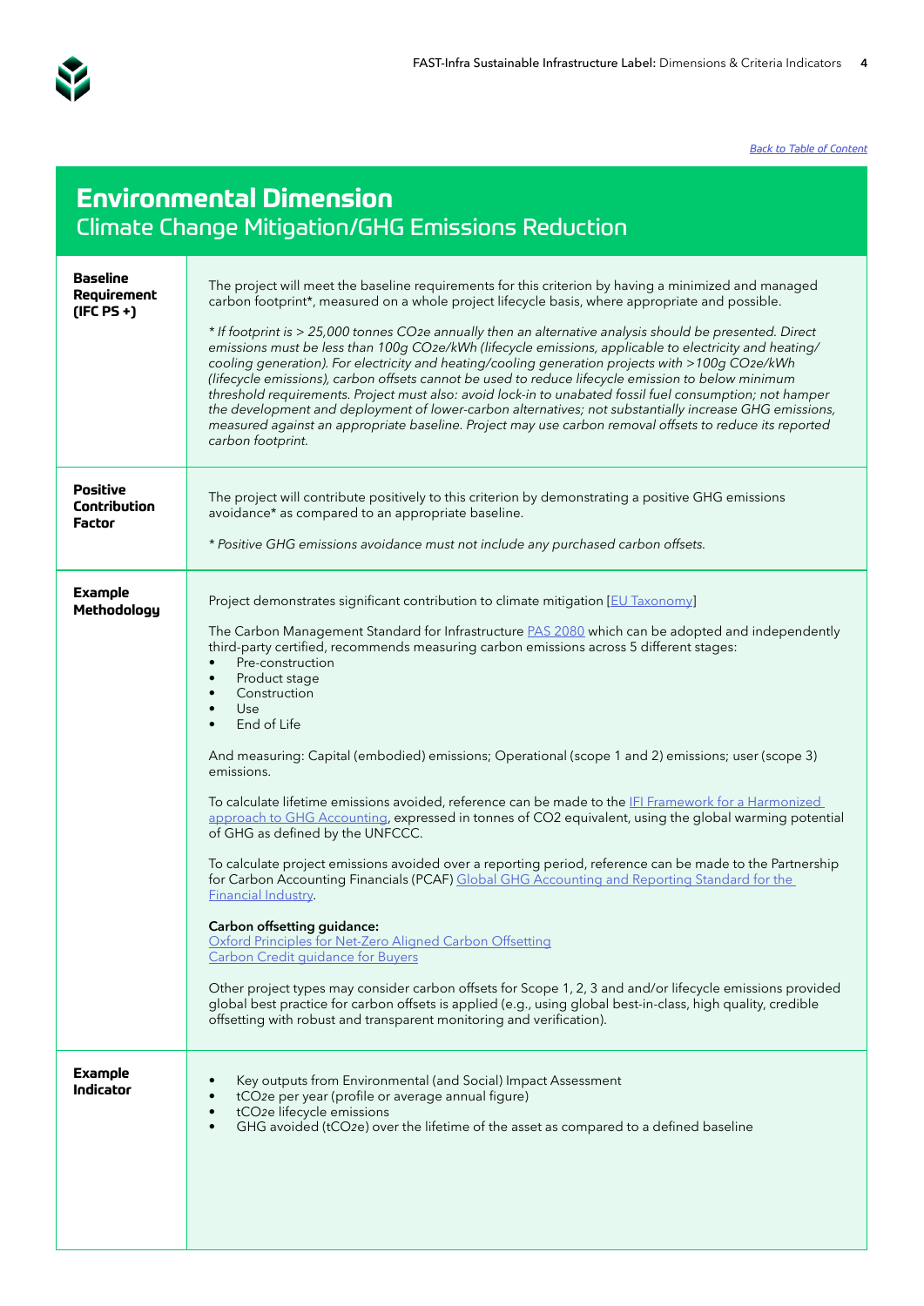[Back to Table of Content]

# Environmental Dimension

## Climate Change Mitigation/GHG Emissions Reduction

**Baseline Requirement (IFC PS +)**

The project will meet the baseline requirements for this criterion by having a minimized and managed carbon footprint*, measured on a whole project lifecycle basis, where appropriate and possible.

*\* If footprint is > 25,000 tonnes $CO_2e$ annually then an alternative analysis should be presented. Direct emissions must be less than 100g $CO_2e$/kWh (lifecycle emissions, applicable to electricity and heating/cooling generation). For electricity and heating/cooling generation projects with >100g $CO_2e$/kWh (lifecycle emissions), carbon offsets cannot be used to reduce lifecycle emission to below minimum threshold requirements. Project must also: avoid lock-in to unabated fossil fuel consumption; not hamper the development and deployment of lower-carbon alternatives; not substantially increase GHG emissions, measured against an appropriate baseline. Project may use carbon removal offsets to reduce its reported carbon footprint.*

**Positive Contribution Factor**

The project will contribute positively to this criterion by demonstrating a positive GHG emissions avoidance* as compared to an appropriate baseline.

*\* Positive GHG emissions avoidance must not include any purchased carbon offsets.*

**Example Methodology**

Project demonstrates significant contribution to climate mitigation [EU Taxonomy]

The Carbon Management Standard for Infrastructure PAS 2080 which can be adopted and independently third-party certified, recommends measuring carbon emissions across 5 different stages:

- Pre-construction
- Product stage
- Construction
- Use
- End of Life

And measuring: Capital (embodied) emissions; Operational (scope 1 and 2) emissions; user (scope 3) emissions.

To calculate lifetime emissions avoided, reference can be made to the IFI Framework for a Harmonized approach to GHG Accounting, expressed in tonnes of $CO_2$ equivalent, using the global warming potential of GHG as defined by the UNFCCC.

To calculate project emissions avoided over a reporting period, reference can be made to the Partnership for Carbon Accounting Financials (PCAF) Global GHG Accounting and Reporting Standard for the Financial Industry.

**Carbon offsetting guidance:**
Oxford Principles for Net-Zero Aligned Carbon Offsetting
Carbon Credit guidance for Buyers

Other project types may consider carbon offsets for Scope 1, 2, 3 and and/or lifecycle emissions provided global best practice for carbon offsets is applied (e.g., using global best-in-class, high quality, credible offsetting with robust and transparent monitoring and verification).

**Example Indicator**

- Key outputs from Environmental (and Social) Impact Assessment
- $tCO_2e$ per year (profile or average annual figure)
- $tCO_2e$ lifecycle emissions
- GHG avoided ($tCO_2e$) over the lifetime of the asset as compared to a defined baseline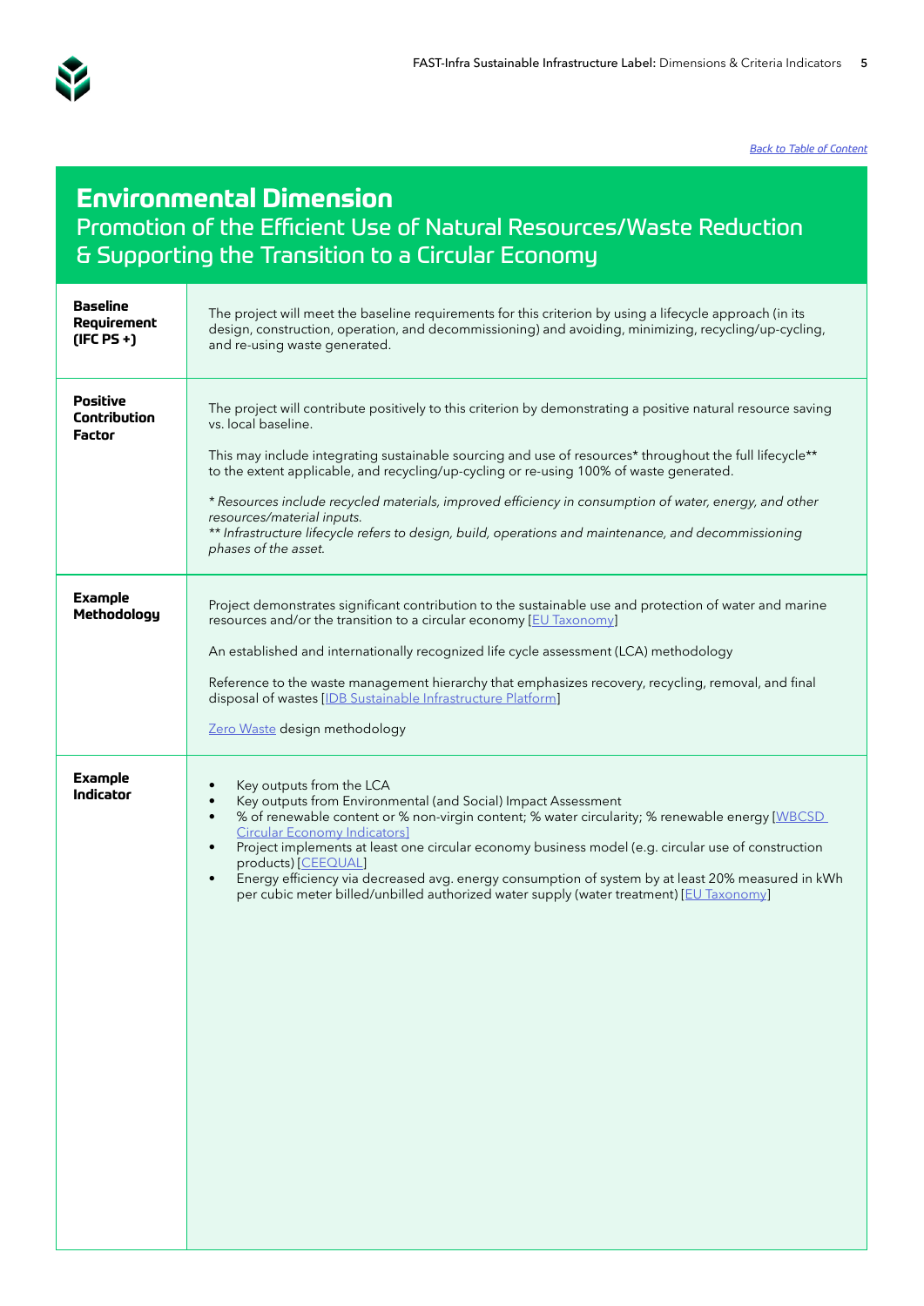[Back to Table of Content]

# Environmental Dimension

## Promotion of the Efficient Use of Natural Resources/Waste Reduction & Supporting the Transition to a Circular Economy

| | |
|---|---|
| **Baseline Requirement (IFC PS +)** | The project will meet the baseline requirements for this criterion by using a lifecycle approach (in its design, construction, operation, and decommissioning) and avoiding, minimizing, recycling/up-cycling, and re-using waste generated. |
| **Positive Contribution Factor** | The project will contribute positively to this criterion by demonstrating a positive natural resource saving vs. local baseline.<br><br>This may include integrating sustainable sourcing and use of resources* throughout the full lifecycle** to the extent applicable, and recycling/up-cycling or re-using 100% of waste generated.<br><br>*\* Resources include recycled materials, improved efficiency in consumption of water, energy, and other resources/material inputs.*<br>*\*\* Infrastructure lifecycle refers to design, build, operations and maintenance, and decommissioning phases of the asset.* |
| **Example Methodology** | Project demonstrates significant contribution to the sustainable use and protection of water and marine resources and/or the transition to a circular economy [EU Taxonomy]<br><br>An established and internationally recognized life cycle assessment (LCA) methodology<br><br>Reference to the waste management hierarchy that emphasizes recovery, recycling, removal, and final disposal of wastes [IDB Sustainable Infrastructure Platform]<br><br>Zero Waste design methodology |
| **Example Indicator** | • Key outputs from the LCA<br>• Key outputs from Environmental (and Social) Impact Assessment<br>• % of renewable content or % non-virgin content; % water circularity; % renewable energy [WBCSD Circular Economy Indicators]<br>• Project implements at least one circular economy business model (e.g. circular use of construction products) [CEEQUAL]<br>• Energy efficiency via decreased avg. energy consumption of system by at least 20% measured in kWh per cubic meter billed/unbilled authorized water supply (water treatment) [EU Taxonomy] |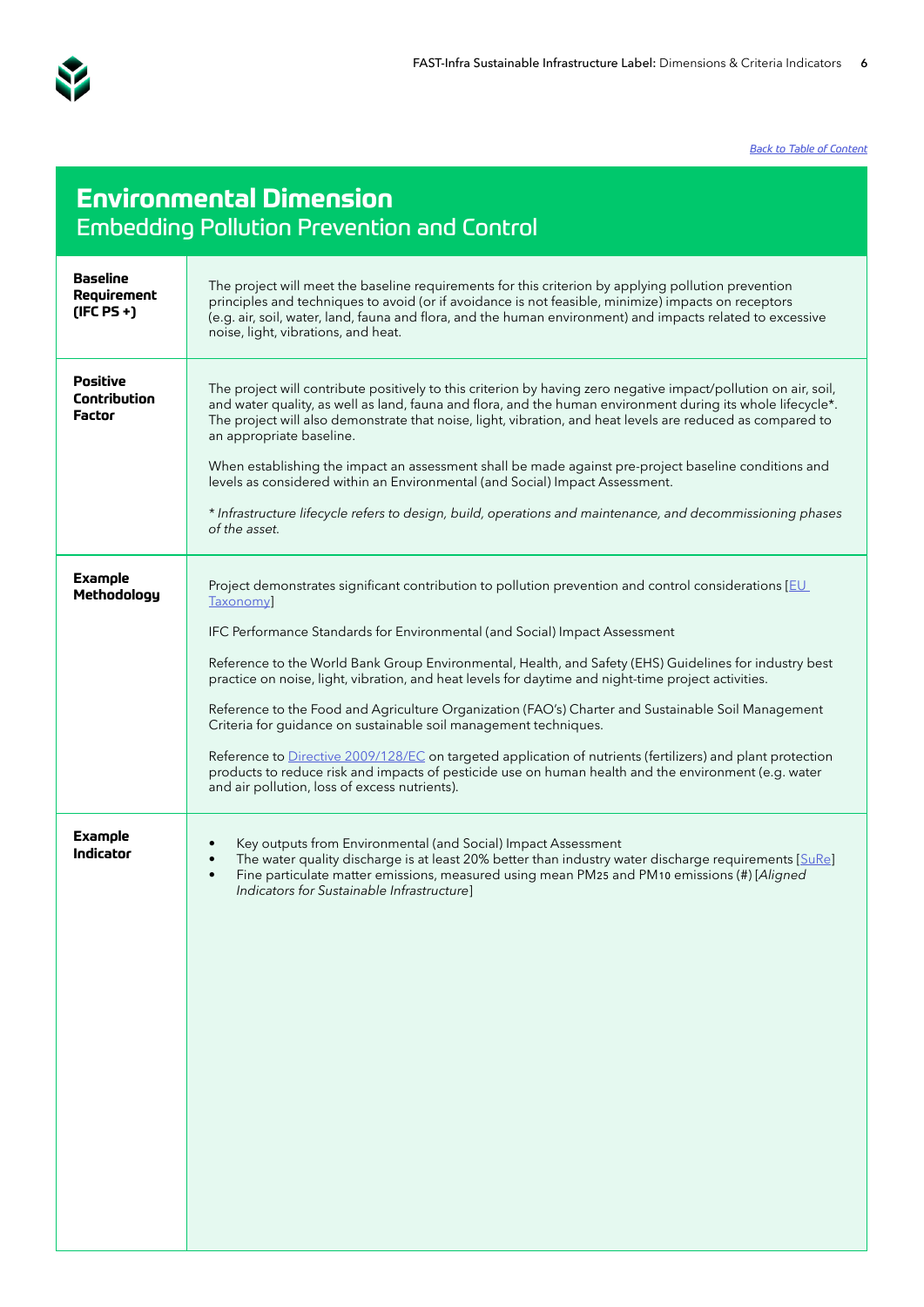[Back to Table of Content]

# Environmental Dimension
## Embedding Pollution Prevention and Control

| | |
|---|---|
| **Baseline Requirement (IFC PS +)** | The project will meet the baseline requirements for this criterion by applying pollution prevention principles and techniques to avoid (or if avoidance is not feasible, minimize) impacts on receptors (e.g. air, soil, water, land, fauna and flora, and the human environment) and impacts related to excessive noise, light, vibrations, and heat. |
| **Positive Contribution Factor** | The project will contribute positively to this criterion by having zero negative impact/pollution on air, soil, and water quality, as well as land, fauna and flora, and the human environment during its whole lifecycle*. The project will also demonstrate that noise, light, vibration, and heat levels are reduced as compared to an appropriate baseline.<br><br>When establishing the impact an assessment shall be made against pre-project baseline conditions and levels as considered within an Environmental (and Social) Impact Assessment.<br><br>*\* Infrastructure lifecycle refers to design, build, operations and maintenance, and decommissioning phases of the asset.* |
| **Example Methodology** | Project demonstrates significant contribution to pollution prevention and control considerations [EU Taxonomy]<br><br>IFC Performance Standards for Environmental (and Social) Impact Assessment<br><br>Reference to the World Bank Group Environmental, Health, and Safety (EHS) Guidelines for industry best practice on noise, light, vibration, and heat levels for daytime and night-time project activities.<br><br>Reference to the Food and Agriculture Organization (FAO's) Charter and Sustainable Soil Management Criteria for guidance on sustainable soil management techniques.<br><br>Reference to Directive 2009/128/EC on targeted application of nutrients (fertilizers) and plant protection products to reduce risk and impacts of pesticide use on human health and the environment (e.g. water and air pollution, loss of excess nutrients). |
| **Example Indicator** | • Key outputs from Environmental (and Social) Impact Assessment<br>• The water quality discharge is at least 20% better than industry water discharge requirements [SuRe]<br>• Fine particulate matter emissions, measured using mean $PM_{25}$ and $PM_{10}$ emissions (#) [*Aligned Indicators for Sustainable Infrastructure*] |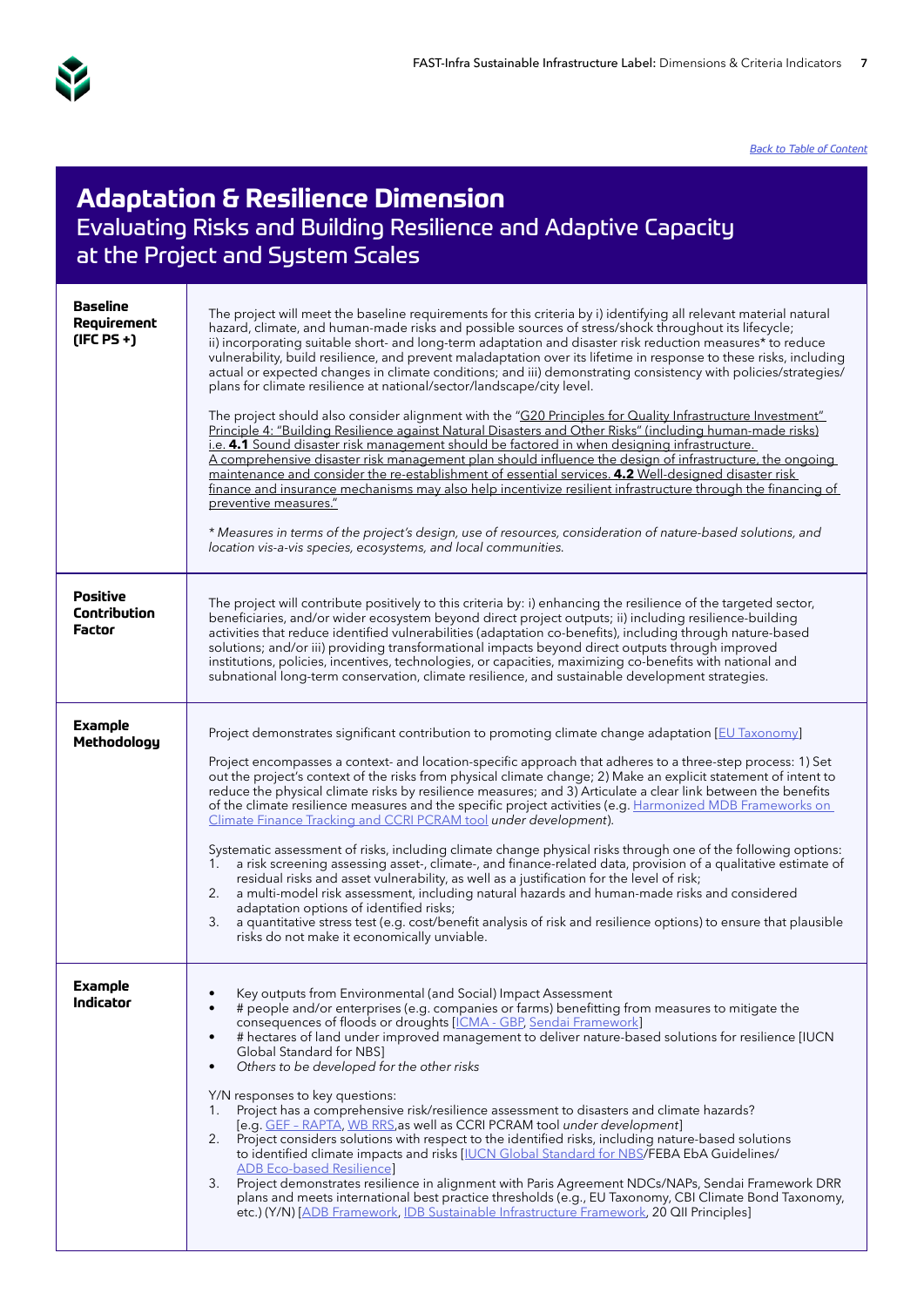Back to Table of Content

# Adaptation & Resilience Dimension

## Evaluating Risks and Building Resilience and Adaptive Capacity at the Project and System Scales

| | |
|---|---|
| **Baseline Requirement (IFC PS +)** | The project will meet the baseline requirements for this criteria by i) identifying all relevant material natural hazard, climate, and human-made risks and possible sources of stress/shock throughout its lifecycle; ii) incorporating suitable short- and long-term adaptation and disaster risk reduction measures* to reduce vulnerability, build resilience, and prevent maladaptation over its lifetime in response to these risks, including actual or expected changes in climate conditions; and iii) demonstrating consistency with policies/strategies/plans for climate resilience at national/sector/landscape/city level.<br><br>The project should also consider alignment with the "G20 Principles for Quality Infrastructure Investment" Principle 4: "Building Resilience against Natural Disasters and Other Risks" (including human-made risks) i.e. **4.1** Sound disaster risk management should be factored in when designing infrastructure. A comprehensive disaster risk management plan should influence the design of infrastructure, the ongoing maintenance and consider the re-establishment of essential services. **4.2** Well-designed disaster risk finance and insurance mechanisms may also help incentivize resilient infrastructure through the financing of preventive measures."<br><br>*\* Measures in terms of the project's design, use of resources, consideration of nature-based solutions, and location vis-a-vis species, ecosystems, and local communities.* |
| **Positive Contribution Factor** | The project will contribute positively to this criteria by: i) enhancing the resilience of the targeted sector, beneficiaries, and/or wider ecosystem beyond direct project outputs; ii) including resilience-building activities that reduce identified vulnerabilities (adaptation co-benefits), including through nature-based solutions; and/or iii) providing transformational impacts beyond direct outputs through improved institutions, policies, incentives, technologies, or capacities, maximizing co-benefits with national and subnational long-term conservation, climate resilience, and sustainable development strategies. |
| **Example Methodology** | Project demonstrates significant contribution to promoting climate change adaptation [EU Taxonomy]<br><br>Project encompasses a context- and location-specific approach that adheres to a three-step process: 1) Set out the project's context of the risks from physical climate change; 2) Make an explicit statement of intent to reduce the physical climate risks by resilience measures; and 3) Articulate a clear link between the benefits of the climate resilience measures and the specific project activities (e.g. Harmonized MDB Frameworks on Climate Finance Tracking and CCRI PCRAM tool *under development*).<br><br>Systematic assessment of risks, including climate change physical risks through one of the following options:<br>1. a risk screening assessing asset-, climate-, and finance-related data, provision of a qualitative estimate of residual risks and asset vulnerability, as well as a justification for the level of risk;<br>2. a multi-model risk assessment, including natural hazards and human-made risks and considered adaptation options of identified risks;<br>3. a quantitative stress test (e.g. cost/benefit analysis of risk and resilience options) to ensure that plausible risks do not make it economically unviable. |
| **Example Indicator** | • Key outputs from Environmental (and Social) Impact Assessment<br>• # people and/or enterprises (e.g. companies or farms) benefitting from measures to mitigate the consequences of floods or droughts [ICMA - GBP, Sendai Framework]<br>• # hectares of land under improved management to deliver nature-based solutions for resilience [IUCN Global Standard for NBS]<br>• *Others to be developed for the other risks*<br><br>Y/N responses to key questions:<br>1. Project has a comprehensive risk/resilience assessment to disasters and climate hazards? [e.g. GEF – RAPTA, WB RRS, as well as CCRI PCRAM tool *under development*]<br>2. Project considers solutions with respect to the identified risks, including nature-based solutions to identified climate impacts and risks [IUCN Global Standard for NBS/FEBA EbA Guidelines/ADB Eco-based Resilience]<br>3. Project demonstrates resilience in alignment with Paris Agreement NDCs/NAPs, Sendai Framework DRR plans and meets international best practice thresholds (e.g., EU Taxonomy, CBI Climate Bond Taxonomy, etc.) (Y/N) [ADB Framework, IDB Sustainable Infrastructure Framework, 20 QII Principles] |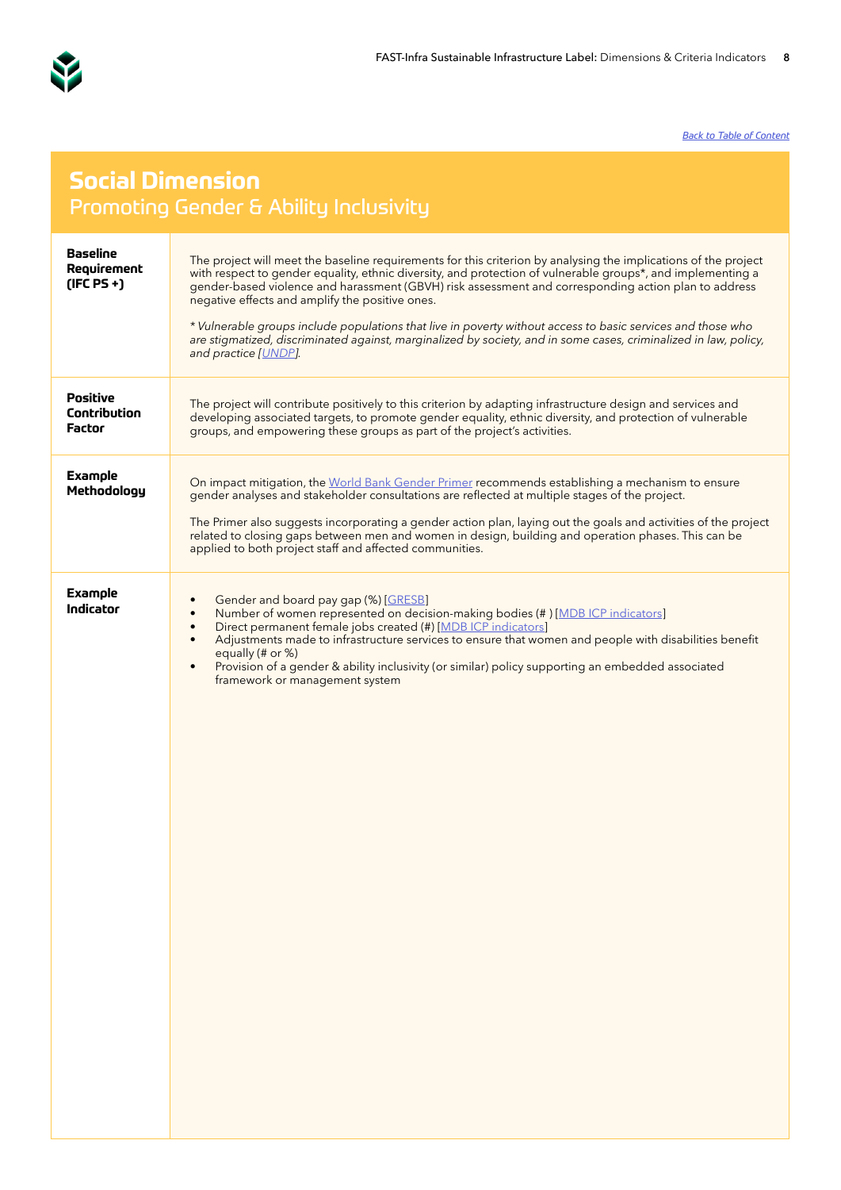[Back to Table of Content]

# Social Dimension

## Promoting Gender & Ability Inclusivity

| | |
|---|---|
| **Baseline Requirement (IFC PS +)** | The project will meet the baseline requirements for this criterion by analysing the implications of the project with respect to gender equality, ethnic diversity, and protection of vulnerable groups*, and implementing a gender-based violence and harassment (GBVH) risk assessment and corresponding action plan to address negative effects and amplify the positive ones.<br><br>*\* Vulnerable groups include populations that live in poverty without access to basic services and those who are stigmatized, discriminated against, marginalized by society, and in some cases, criminalized in law, policy, and practice [UNDP].* |
| **Positive Contribution Factor** | The project will contribute positively to this criterion by adapting infrastructure design and services and developing associated targets, to promote gender equality, ethnic diversity, and protection of vulnerable groups, and empowering these groups as part of the project's activities. |
| **Example Methodology** | On impact mitigation, the World Bank Gender Primer recommends establishing a mechanism to ensure gender analyses and stakeholder consultations are reflected at multiple stages of the project.<br><br>The Primer also suggests incorporating a gender action plan, laying out the goals and activities of the project related to closing gaps between men and women in design, building and operation phases. This can be applied to both project staff and affected communities. |
| **Example Indicator** | • Gender and board pay gap (%) [GRESB]<br>• Number of women represented on decision-making bodies (# ) [MDB ICP indicators]<br>• Direct permanent female jobs created (#) [MDB ICP indicators]<br>• Adjustments made to infrastructure services to ensure that women and people with disabilities benefit equally (# or %)<br>• Provision of a gender & ability inclusivity (or similar) policy supporting an embedded associated framework or management system |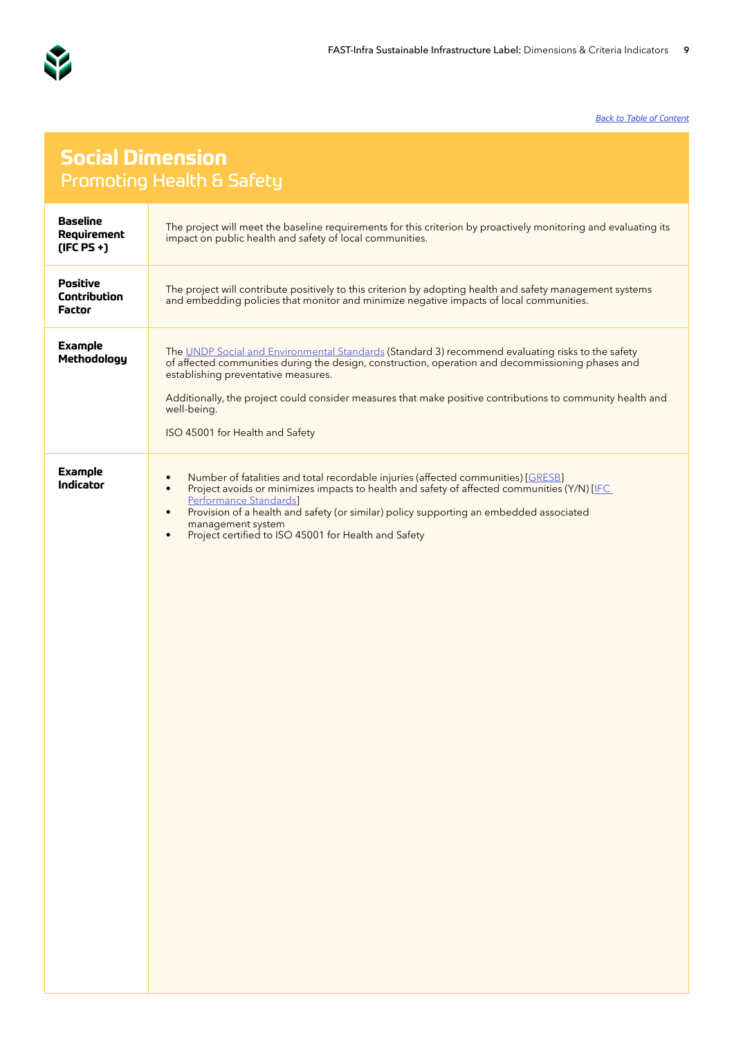[Back to Table of Content](#)

# Social Dimension

## Promoting Health & Safety

| | |
|---|---|
| **Baseline Requirement (IFC PS +)** | The project will meet the baseline requirements for this criterion by proactively monitoring and evaluating its impact on public health and safety of local communities. |
| **Positive Contribution Factor** | The project will contribute positively to this criterion by adopting health and safety management systems and embedding policies that monitor and minimize negative impacts of local communities. |
| **Example Methodology** | The [UNDP Social and Environmental Standards](#) (Standard 3) recommend evaluating risks to the safety of affected communities during the design, construction, operation and decommissioning phases and establishing preventative measures.<br><br>Additionally, the project could consider measures that make positive contributions to community health and well-being.<br><br>ISO 45001 for Health and Safety |
| **Example Indicator** | • Number of fatalities and total recordable injuries (affected communities) [[GRESB](#)]<br>• Project avoids or minimizes impacts to health and safety of affected communities (Y/N) [[IFC Performance Standards](#)]<br>• Provision of a health and safety (or similar) policy supporting an embedded associated management system<br>• Project certified to ISO 45001 for Health and Safety |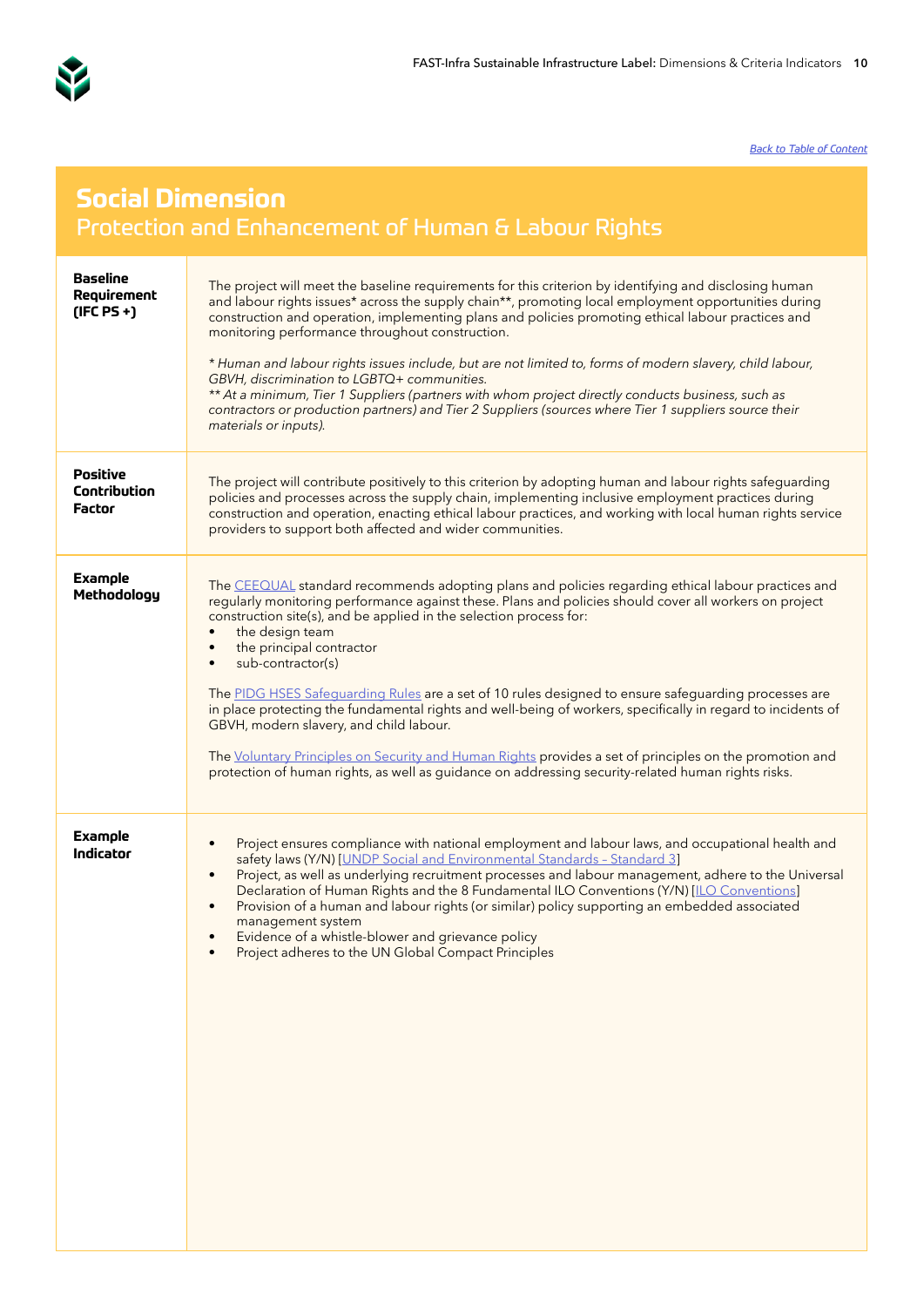[Back to Table of Content](#)

## Social Dimension

### Protection and Enhancement of Human & Labour Rights

| | |
|---|---|
| **Baseline Requirement (IFC PS +)** | The project will meet the baseline requirements for this criterion by identifying and disclosing human and labour rights issues* across the supply chain**, promoting local employment opportunities during construction and operation, implementing plans and policies promoting ethical labour practices and monitoring performance throughout construction.<br><br>*\* Human and labour rights issues include, but are not limited to, forms of modern slavery, child labour, GBVH, discrimination to LGBTQ+ communities.*<br>*\*\* At a minimum, Tier 1 Suppliers (partners with whom project directly conducts business, such as contractors or production partners) and Tier 2 Suppliers (sources where Tier 1 suppliers source their materials or inputs).* |
| **Positive Contribution Factor** | The project will contribute positively to this criterion by adopting human and labour rights safeguarding policies and processes across the supply chain, implementing inclusive employment practices during construction and operation, enacting ethical labour practices, and working with local human rights service providers to support both affected and wider communities. |
| **Example Methodology** | The [CEEQUAL](#) standard recommends adopting plans and policies regarding ethical labour practices and regularly monitoring performance against these. Plans and policies should cover all workers on project construction site(s), and be applied in the selection process for:<br>• the design team<br>• the principal contractor<br>• sub-contractor(s)<br><br>The [PIDG HSES Safeguarding Rules](#) are a set of 10 rules designed to ensure safeguarding processes are in place protecting the fundamental rights and well-being of workers, specifically in regard to incidents of GBVH, modern slavery, and child labour.<br><br>The [Voluntary Principles on Security and Human Rights](#) provides a set of principles on the promotion and protection of human rights, as well as guidance on addressing security-related human rights risks. |
| **Example Indicator** | • Project ensures compliance with national employment and labour laws, and occupational health and safety laws (Y/N) [[UNDP Social and Environmental Standards – Standard 3](#)]<br>• Project, as well as underlying recruitment processes and labour management, adhere to the Universal Declaration of Human Rights and the 8 Fundamental ILO Conventions (Y/N) [[ILO Conventions](#)]<br>• Provision of a human and labour rights (or similar) policy supporting an embedded associated management system<br>• Evidence of a whistle-blower and grievance policy<br>• Project adheres to the UN Global Compact Principles |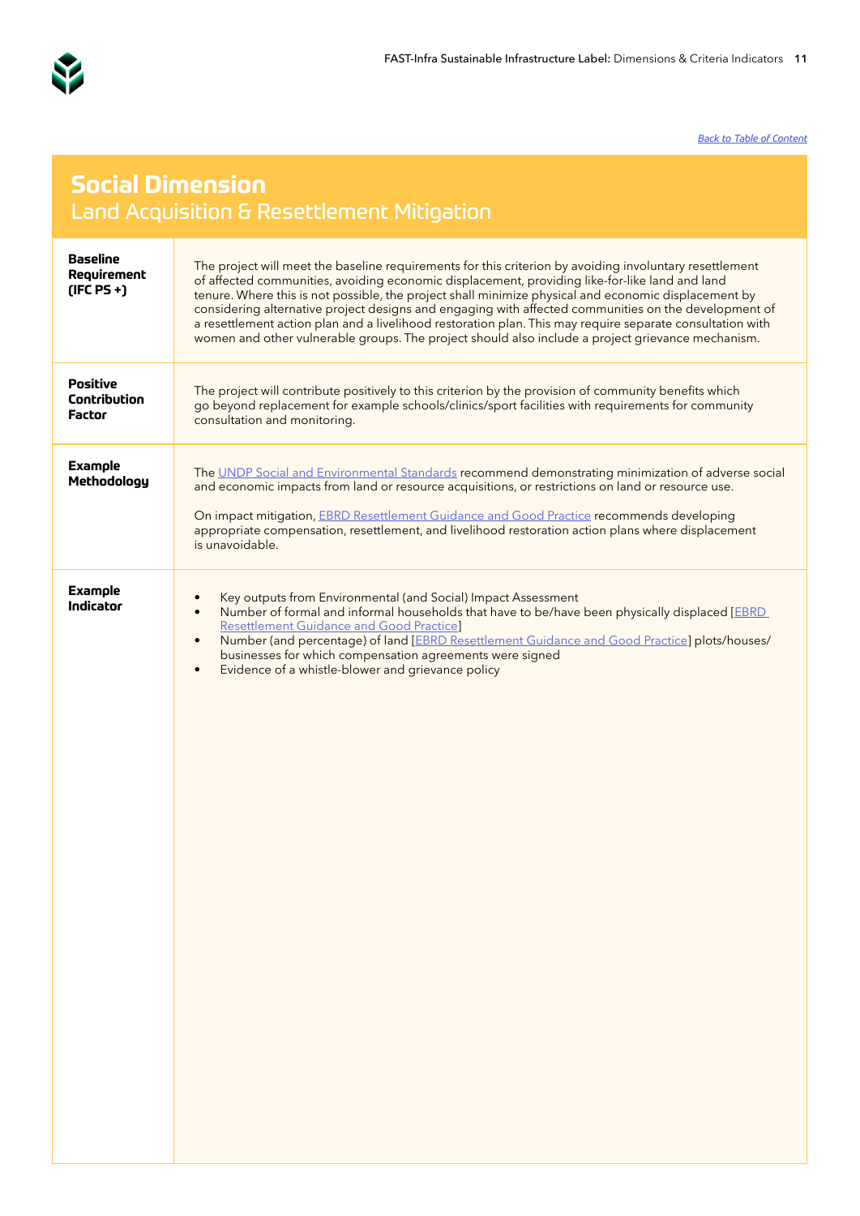[Back to Table of Content]

# Social Dimension

## Land Acquisition & Resettlement Mitigation

| | |
|---|---|
| **Baseline Requirement (IFC PS +)** | The project will meet the baseline requirements for this criterion by avoiding involuntary resettlement of affected communities, avoiding economic displacement, providing like-for-like land and land tenure. Where this is not possible, the project shall minimize physical and economic displacement by considering alternative project designs and engaging with affected communities on the development of a resettlement action plan and a livelihood restoration plan. This may require separate consultation with women and other vulnerable groups. The project should also include a project grievance mechanism. |
| **Positive Contribution Factor** | The project will contribute positively to this criterion by the provision of community benefits which go beyond replacement for example schools/clinics/sport facilities with requirements for community consultation and monitoring. |
| **Example Methodology** | The [UNDP Social and Environmental Standards] recommend demonstrating minimization of adverse social and economic impacts from land or resource acquisitions, or restrictions on land or resource use.<br><br>On impact mitigation, [EBRD Resettlement Guidance and Good Practice] recommends developing appropriate compensation, resettlement, and livelihood restoration action plans where displacement is unavoidable. |
| **Example Indicator** | • Key outputs from Environmental (and Social) Impact Assessment<br>• Number of formal and informal households that have to be/have been physically displaced [EBRD Resettlement Guidance and Good Practice]<br>• Number (and percentage) of land [EBRD Resettlement Guidance and Good Practice] plots/houses/businesses for which compensation agreements were signed<br>• Evidence of a whistle-blower and grievance policy |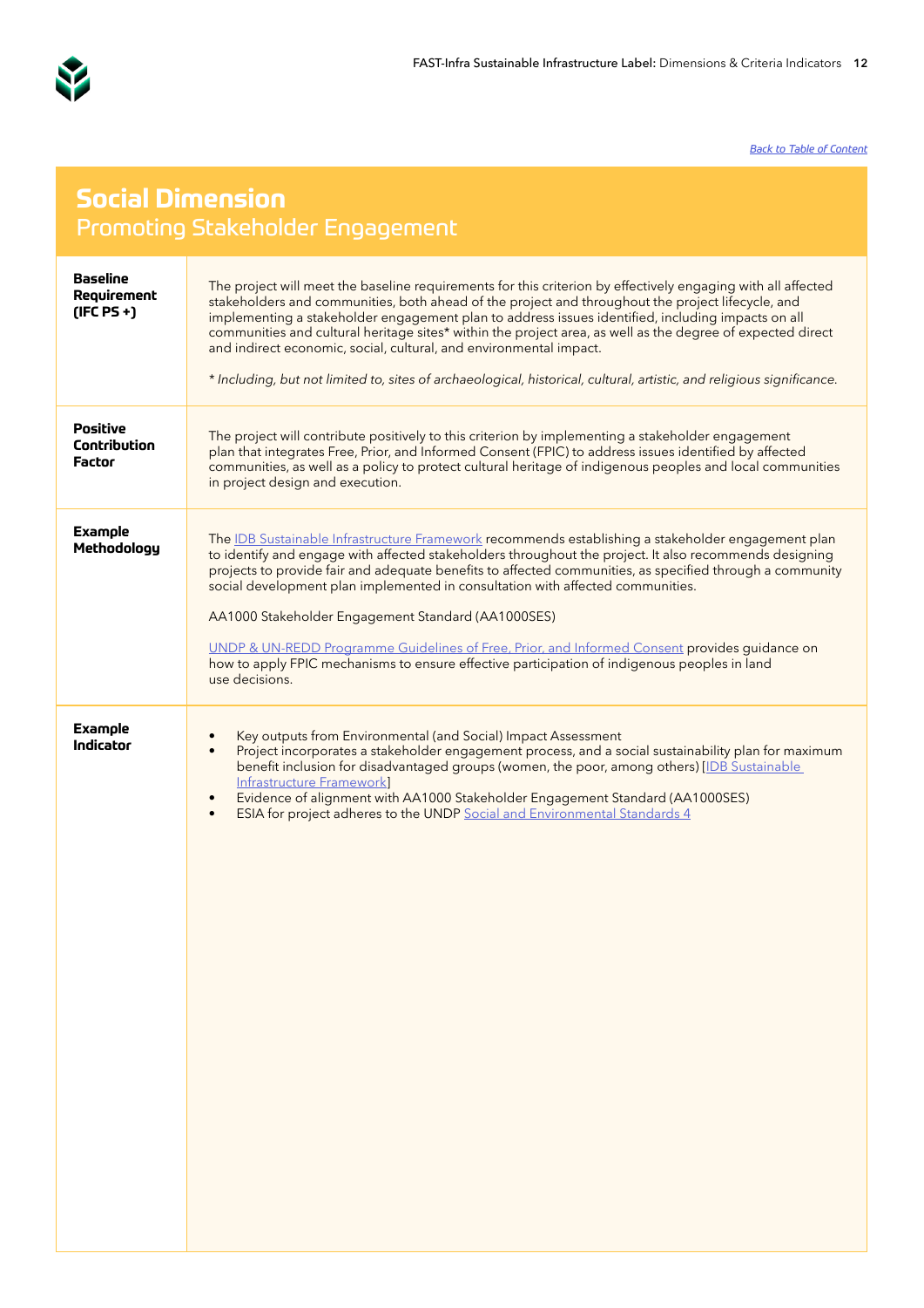[Back to Table of Content]

# Social Dimension

## Promoting Stakeholder Engagement

| | |
|---|---|
| **Baseline Requirement (IFC PS +)** | The project will meet the baseline requirements for this criterion by effectively engaging with all affected stakeholders and communities, both ahead of the project and throughout the project lifecycle, and implementing a stakeholder engagement plan to address issues identified, including impacts on all communities and cultural heritage sites* within the project area, as well as the degree of expected direct and indirect economic, social, cultural, and environmental impact.<br><br>*\* Including, but not limited to, sites of archaeological, historical, cultural, artistic, and religious significance.* |
| **Positive Contribution Factor** | The project will contribute positively to this criterion by implementing a stakeholder engagement plan that integrates Free, Prior, and Informed Consent (FPIC) to address issues identified by affected communities, as well as a policy to protect cultural heritage of indigenous peoples and local communities in project design and execution. |
| **Example Methodology** | The IDB Sustainable Infrastructure Framework recommends establishing a stakeholder engagement plan to identify and engage with affected stakeholders throughout the project. It also recommends designing projects to provide fair and adequate benefits to affected communities, as specified through a community social development plan implemented in consultation with affected communities.<br><br>AA1000 Stakeholder Engagement Standard (AA1000SES)<br><br>UNDP & UN-REDD Programme Guidelines of Free, Prior, and Informed Consent provides guidance on how to apply FPIC mechanisms to ensure effective participation of indigenous peoples in land use decisions. |
| **Example Indicator** | • Key outputs from Environmental (and Social) Impact Assessment<br>• Project incorporates a stakeholder engagement process, and a social sustainability plan for maximum benefit inclusion for disadvantaged groups (women, the poor, among others) [IDB Sustainable Infrastructure Framework]<br>• Evidence of alignment with AA1000 Stakeholder Engagement Standard (AA1000SES)<br>• ESIA for project adheres to the UNDP Social and Environmental Standards 4 |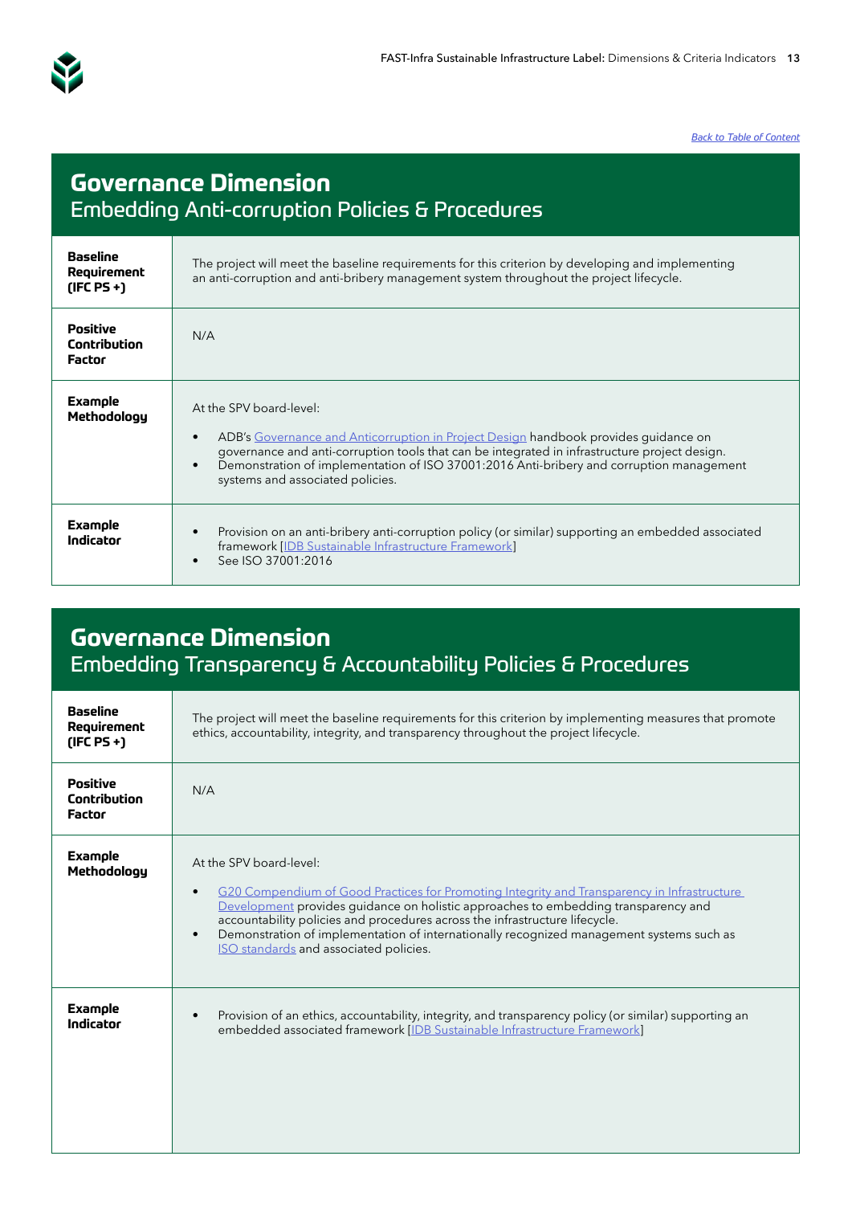[Back to Table of Content](#)

## Governance Dimension
### Embedding Anti-corruption Policies & Procedures

| | |
|---|---|
| **Baseline Requirement (IFC PS +)** | The project will meet the baseline requirements for this criterion by developing and implementing an anti-corruption and anti-bribery management system throughout the project lifecycle. |
| **Positive Contribution Factor** | N/A |
| **Example Methodology** | At the SPV board-level:<br><br>• ADB's Governance and Anticorruption in Project Design handbook provides guidance on governance and anti-corruption tools that can be integrated in infrastructure project design.<br>• Demonstration of implementation of ISO 37001:2016 Anti-bribery and corruption management systems and associated policies. |
| **Example Indicator** | • Provision on an anti-bribery anti-corruption policy (or similar) supporting an embedded associated framework [IDB Sustainable Infrastructure Framework]<br>• See ISO 37001:2016 |

## Governance Dimension
### Embedding Transparency & Accountability Policies & Procedures

| | |
|---|---|
| **Baseline Requirement (IFC PS +)** | The project will meet the baseline requirements for this criterion by implementing measures that promote ethics, accountability, integrity, and transparency throughout the project lifecycle. |
| **Positive Contribution Factor** | N/A |
| **Example Methodology** | At the SPV board-level:<br><br>• G20 Compendium of Good Practices for Promoting Integrity and Transparency in Infrastructure Development provides guidance on holistic approaches to embedding transparency and accountability policies and procedures across the infrastructure lifecycle.<br>• Demonstration of implementation of internationally recognized management systems such as ISO standards and associated policies. |
| **Example Indicator** | • Provision of an ethics, accountability, integrity, and transparency policy (or similar) supporting an embedded associated framework [IDB Sustainable Infrastructure Framework] |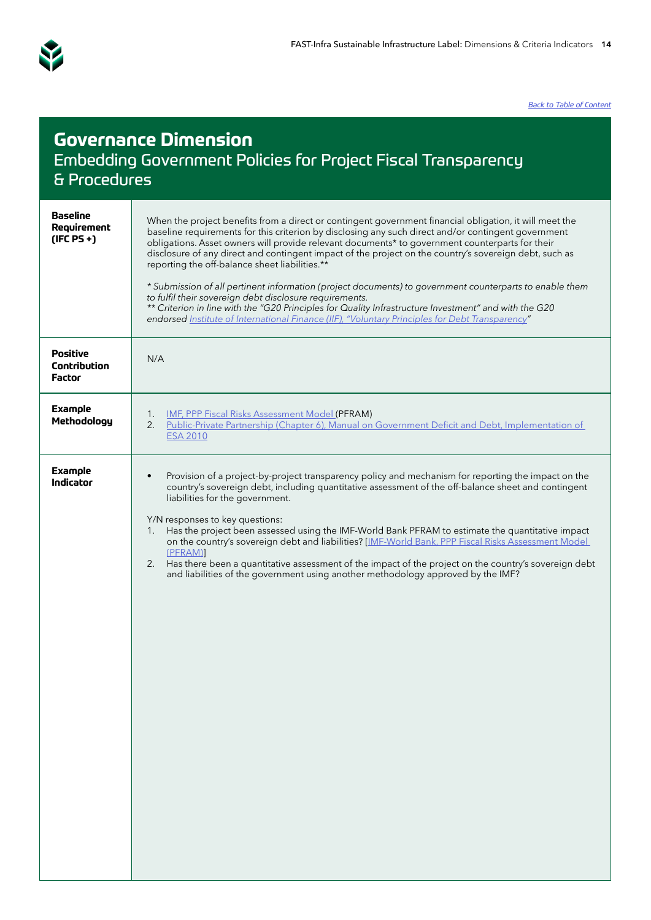[Back to Table of Content]

# Governance Dimension
## Embedding Government Policies for Project Fiscal Transparency & Procedures

| | |
|---|---|
| **Baseline Requirement (IFC PS +)** | When the project benefits from a direct or contingent government financial obligation, it will meet the baseline requirements for this criterion by disclosing any such direct and/or contingent government obligations. Asset owners will provide relevant documents* to government counterparts for their disclosure of any direct and contingent impact of the project on the country's sovereign debt, such as reporting the off-balance sheet liabilities.**<br><br>*\* Submission of all pertinent information (project documents) to government counterparts to enable them to fulfil their sovereign debt disclosure requirements.*<br>*\*\* Criterion in line with the "G20 Principles for Quality Infrastructure Investment" and with the G20 endorsed Institute of International Finance (IIF), "Voluntary Principles for Debt Transparency"* |
| **Positive Contribution Factor** | N/A |
| **Example Methodology** | 1. IMF, PPP Fiscal Risks Assessment Model (PFRAM)<br>2. Public-Private Partnership (Chapter 6), Manual on Government Deficit and Debt, Implementation of ESA 2010 |
| **Example Indicator** | • Provision of a project-by-project transparency policy and mechanism for reporting the impact on the country's sovereign debt, including quantitative assessment of the off-balance sheet and contingent liabilities for the government.<br><br>Y/N responses to key questions:<br>1. Has the project been assessed using the IMF-World Bank PFRAM to estimate the quantitative impact on the country's sovereign debt and liabilities? [IMF-World Bank, PPP Fiscal Risks Assessment Model (PFRAM)]<br>2. Has there been a quantitative assessment of the impact of the project on the country's sovereign debt and liabilities of the government using another methodology approved by the IMF? |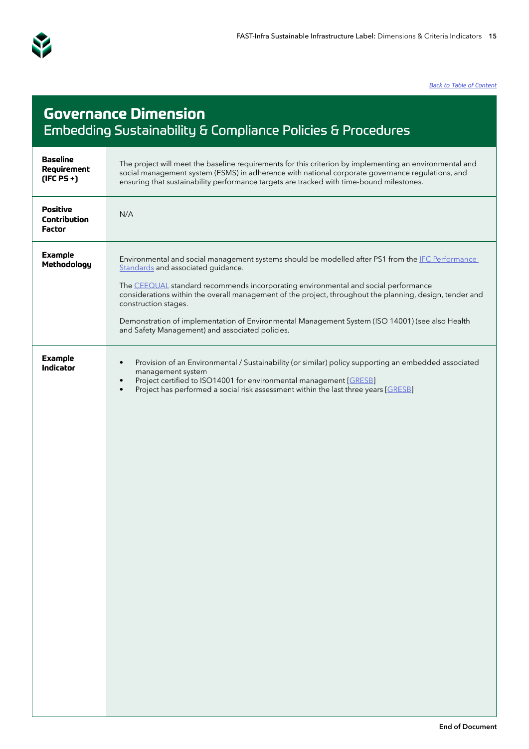[Back to Table of Content](#)

# Governance Dimension

## Embedding Sustainability & Compliance Policies & Procedures

| | |
|---|---|
| **Baseline Requirement (IFC PS +)** | The project will meet the baseline requirements for this criterion by implementing an environmental and social management system (ESMS) in adherence with national corporate governance regulations, and ensuring that sustainability performance targets are tracked with time-bound milestones. |
| **Positive Contribution Factor** | N/A |
| **Example Methodology** | Environmental and social management systems should be modelled after PS1 from the IFC Performance Standards and associated guidance.<br><br>The CEEQUAL standard recommends incorporating environmental and social performance considerations within the overall management of the project, throughout the planning, design, tender and construction stages.<br><br>Demonstration of implementation of Environmental Management System (ISO 14001) (see also Health and Safety Management) and associated policies. |
| **Example Indicator** | • Provision of an Environmental / Sustainability (or similar) policy supporting an embedded associated management system<br>• Project certified to ISO14001 for environmental management [GRESB]<br>• Project has performed a social risk assessment within the last three years [GRESB] |

End of Document